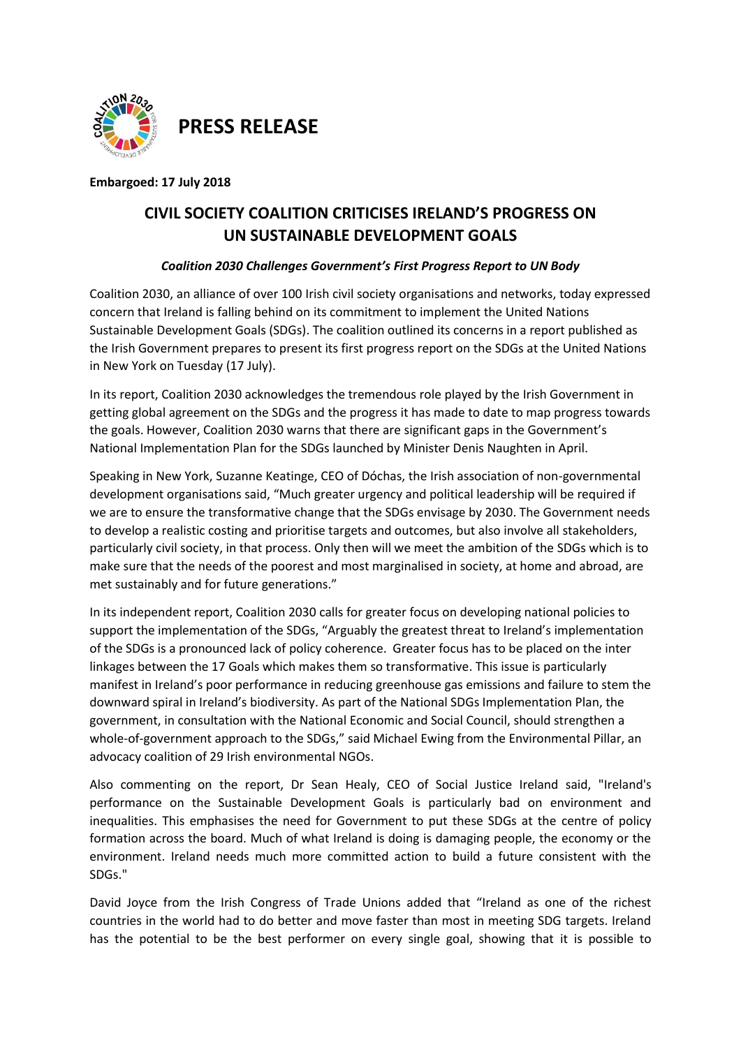# PRESS RELEASE

**Embargoed: 17 July 2018**

## CIVIL SOCIETY COALITION CRITICISES IRELAND'S PROGRESS ON UN SUSTAINABLE DEVELOPMENT GOALS

***Coalition 2030 Challenges Government's First Progress Report to UN Body***

Coalition 2030, an alliance of over 100 Irish civil society organisations and networks, today expressed concern that Ireland is falling behind on its commitment to implement the United Nations Sustainable Development Goals (SDGs). The coalition outlined its concerns in a report published as the Irish Government prepares to present its first progress report on the SDGs at the United Nations in New York on Tuesday (17 July).

In its report, Coalition 2030 acknowledges the tremendous role played by the Irish Government in getting global agreement on the SDGs and the progress it has made to date to map progress towards the goals. However, Coalition 2030 warns that there are significant gaps in the Government's National Implementation Plan for the SDGs launched by Minister Denis Naughten in April.

Speaking in New York, Suzanne Keatinge, CEO of Dóchas, the Irish association of non-governmental development organisations said, "Much greater urgency and political leadership will be required if we are to ensure the transformative change that the SDGs envisage by 2030. The Government needs to develop a realistic costing and prioritise targets and outcomes, but also involve all stakeholders, particularly civil society, in that process. Only then will we meet the ambition of the SDGs which is to make sure that the needs of the poorest and most marginalised in society, at home and abroad, are met sustainably and for future generations."

In its independent report, Coalition 2030 calls for greater focus on developing national policies to support the implementation of the SDGs, "Arguably the greatest threat to Ireland's implementation of the SDGs is a pronounced lack of policy coherence. Greater focus has to be placed on the inter linkages between the 17 Goals which makes them so transformative. This issue is particularly manifest in Ireland's poor performance in reducing greenhouse gas emissions and failure to stem the downward spiral in Ireland's biodiversity. As part of the National SDGs Implementation Plan, the government, in consultation with the National Economic and Social Council, should strengthen a whole-of-government approach to the SDGs," said Michael Ewing from the Environmental Pillar, an advocacy coalition of 29 Irish environmental NGOs.

Also commenting on the report, Dr Sean Healy, CEO of Social Justice Ireland said, "Ireland's performance on the Sustainable Development Goals is particularly bad on environment and inequalities. This emphasises the need for Government to put these SDGs at the centre of policy formation across the board. Much of what Ireland is doing is damaging people, the economy or the environment. Ireland needs much more committed action to build a future consistent with the SDGs."

David Joyce from the Irish Congress of Trade Unions added that "Ireland as one of the richest countries in the world had to do better and move faster than most in meeting SDG targets. Ireland has the potential to be the best performer on every single goal, showing that it is possible to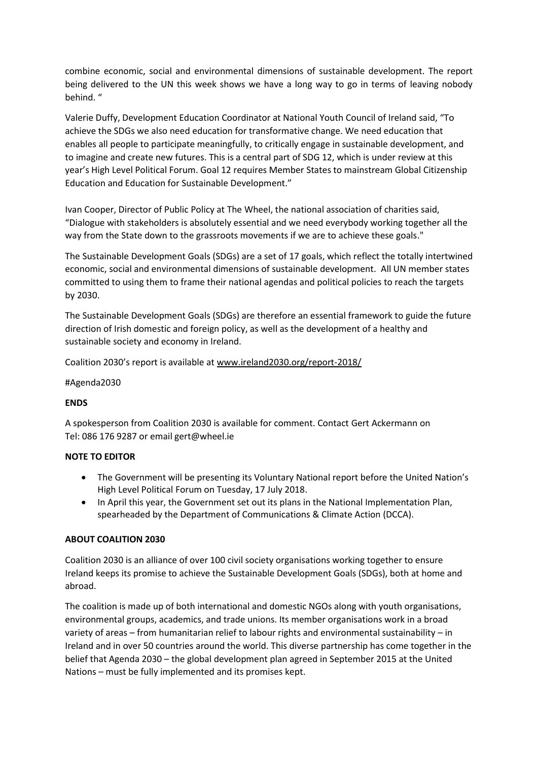combine economic, social and environmental dimensions of sustainable development. The report being delivered to the UN this week shows we have a long way to go in terms of leaving nobody behind. "

Valerie Duffy, Development Education Coordinator at National Youth Council of Ireland said, "To achieve the SDGs we also need education for transformative change. We need education that enables all people to participate meaningfully, to critically engage in sustainable development, and to imagine and create new futures. This is a central part of SDG 12, which is under review at this year's High Level Political Forum. Goal 12 requires Member States to mainstream Global Citizenship Education and Education for Sustainable Development."

Ivan Cooper, Director of Public Policy at The Wheel, the national association of charities said, "Dialogue with stakeholders is absolutely essential and we need everybody working together all the way from the State down to the grassroots movements if we are to achieve these goals."

The Sustainable Development Goals (SDGs) are a set of 17 goals, which reflect the totally intertwined economic, social and environmental dimensions of sustainable development. All UN member states committed to using them to frame their national agendas and political policies to reach the targets by 2030.

The Sustainable Development Goals (SDGs) are therefore an essential framework to guide the future direction of Irish domestic and foreign policy, as well as the development of a healthy and sustainable society and economy in Ireland.

Coalition 2030's report is available at www.ireland2030.org/report-2018/

#Agenda2030

**ENDS**

A spokesperson from Coalition 2030 is available for comment. Contact Gert Ackermann on Tel: 086 176 9287 or email gert@wheel.ie

**NOTE TO EDITOR**

- The Government will be presenting its Voluntary National report before the United Nation's High Level Political Forum on Tuesday, 17 July 2018.
- In April this year, the Government set out its plans in the National Implementation Plan, spearheaded by the Department of Communications & Climate Action (DCCA).

**ABOUT COALITION 2030**

Coalition 2030 is an alliance of over 100 civil society organisations working together to ensure Ireland keeps its promise to achieve the Sustainable Development Goals (SDGs), both at home and abroad.

The coalition is made up of both international and domestic NGOs along with youth organisations, environmental groups, academics, and trade unions. Its member organisations work in a broad variety of areas – from humanitarian relief to labour rights and environmental sustainability – in Ireland and in over 50 countries around the world. This diverse partnership has come together in the belief that Agenda 2030 – the global development plan agreed in September 2015 at the United Nations – must be fully implemented and its promises kept.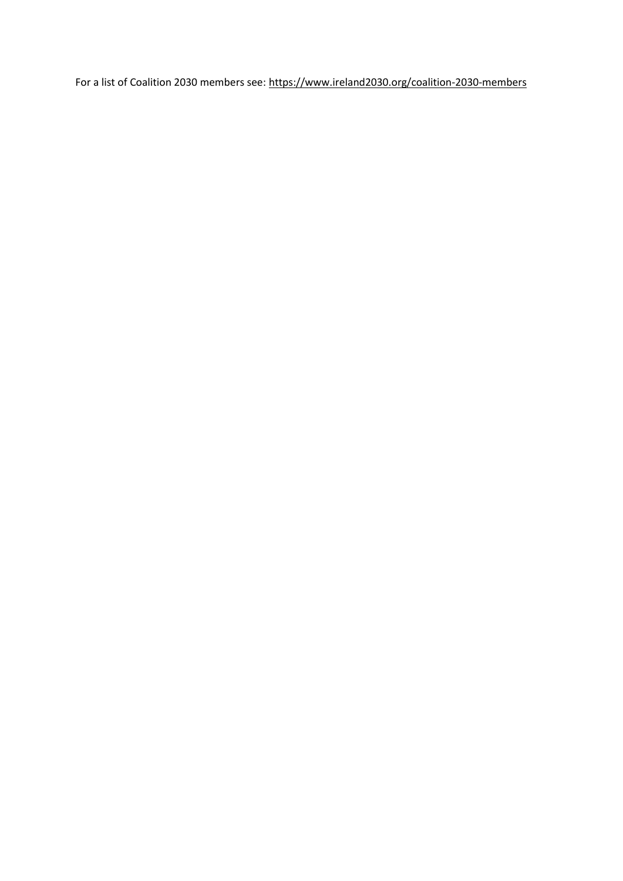For a list of Coalition 2030 members see: https://www.ireland2030.org/coalition-2030-members